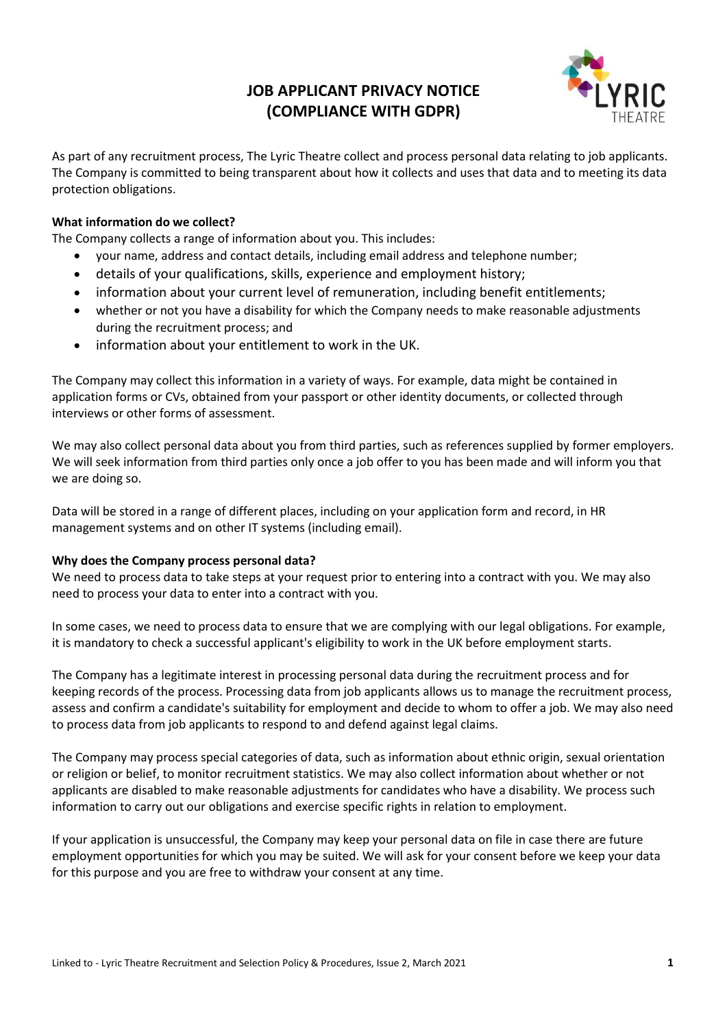# JOB APPLICANT PRIVACY NOTICE (COMPLIANCE WITH GDPR)

As part of any recruitment process, The Lyric Theatre collect and process personal data relating to job applicants. The Company is committed to being transparent about how it collects and uses that data and to meeting its data protection obligations.

**What information do we collect?**

The Company collects a range of information about you. This includes:

- your name, address and contact details, including email address and telephone number;
- details of your qualifications, skills, experience and employment history;
- information about your current level of remuneration, including benefit entitlements;
- whether or not you have a disability for which the Company needs to make reasonable adjustments during the recruitment process; and
- information about your entitlement to work in the UK.

The Company may collect this information in a variety of ways. For example, data might be contained in application forms or CVs, obtained from your passport or other identity documents, or collected through interviews or other forms of assessment.

We may also collect personal data about you from third parties, such as references supplied by former employers. We will seek information from third parties only once a job offer to you has been made and will inform you that we are doing so.

Data will be stored in a range of different places, including on your application form and record, in HR management systems and on other IT systems (including email).

**Why does the Company process personal data?**

We need to process data to take steps at your request prior to entering into a contract with you. We may also need to process your data to enter into a contract with you.

In some cases, we need to process data to ensure that we are complying with our legal obligations. For example, it is mandatory to check a successful applicant's eligibility to work in the UK before employment starts.

The Company has a legitimate interest in processing personal data during the recruitment process and for keeping records of the process. Processing data from job applicants allows us to manage the recruitment process, assess and confirm a candidate's suitability for employment and decide to whom to offer a job. We may also need to process data from job applicants to respond to and defend against legal claims.

The Company may process special categories of data, such as information about ethnic origin, sexual orientation or religion or belief, to monitor recruitment statistics. We may also collect information about whether or not applicants are disabled to make reasonable adjustments for candidates who have a disability. We process such information to carry out our obligations and exercise specific rights in relation to employment.

If your application is unsuccessful, the Company may keep your personal data on file in case there are future employment opportunities for which you may be suited. We will ask for your consent before we keep your data for this purpose and you are free to withdraw your consent at any time.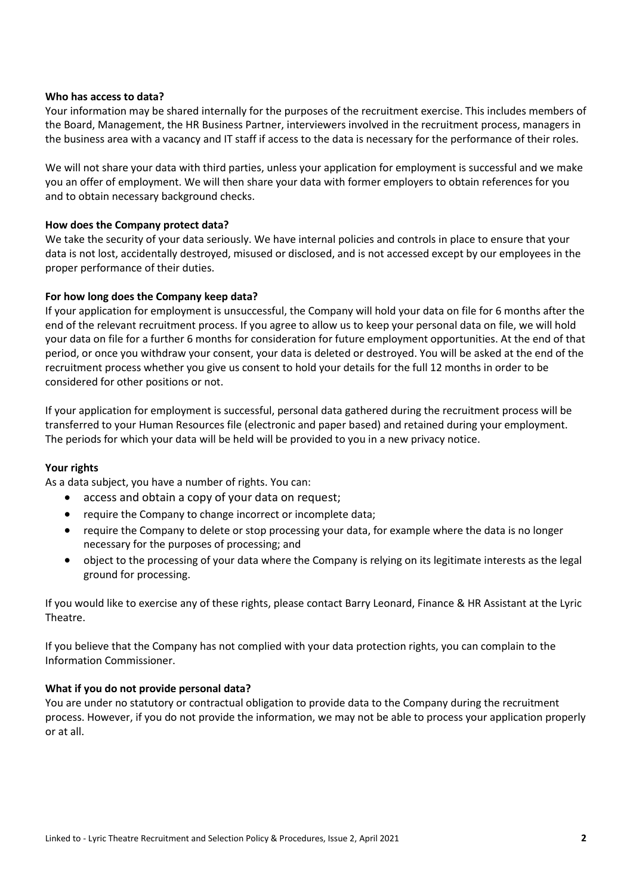**Who has access to data?**

Your information may be shared internally for the purposes of the recruitment exercise. This includes members of the Board, Management, the HR Business Partner, interviewers involved in the recruitment process, managers in the business area with a vacancy and IT staff if access to the data is necessary for the performance of their roles.

We will not share your data with third parties, unless your application for employment is successful and we make you an offer of employment. We will then share your data with former employers to obtain references for you and to obtain necessary background checks.

**How does the Company protect data?**

We take the security of your data seriously. We have internal policies and controls in place to ensure that your data is not lost, accidentally destroyed, misused or disclosed, and is not accessed except by our employees in the proper performance of their duties.

**For how long does the Company keep data?**

If your application for employment is unsuccessful, the Company will hold your data on file for 6 months after the end of the relevant recruitment process. If you agree to allow us to keep your personal data on file, we will hold your data on file for a further 6 months for consideration for future employment opportunities. At the end of that period, or once you withdraw your consent, your data is deleted or destroyed. You will be asked at the end of the recruitment process whether you give us consent to hold your details for the full 12 months in order to be considered for other positions or not.

If your application for employment is successful, personal data gathered during the recruitment process will be transferred to your Human Resources file (electronic and paper based) and retained during your employment. The periods for which your data will be held will be provided to you in a new privacy notice.

**Your rights**

As a data subject, you have a number of rights. You can:

- access and obtain a copy of your data on request;
- require the Company to change incorrect or incomplete data;
- require the Company to delete or stop processing your data, for example where the data is no longer necessary for the purposes of processing; and
- object to the processing of your data where the Company is relying on its legitimate interests as the legal ground for processing.

If you would like to exercise any of these rights, please contact Barry Leonard, Finance & HR Assistant at the Lyric Theatre.

If you believe that the Company has not complied with your data protection rights, you can complain to the Information Commissioner.

**What if you do not provide personal data?**

You are under no statutory or contractual obligation to provide data to the Company during the recruitment process. However, if you do not provide the information, we may not be able to process your application properly or at all.

Linked to - Lyric Theatre Recruitment and Selection Policy & Procedures, Issue 2, April 2021